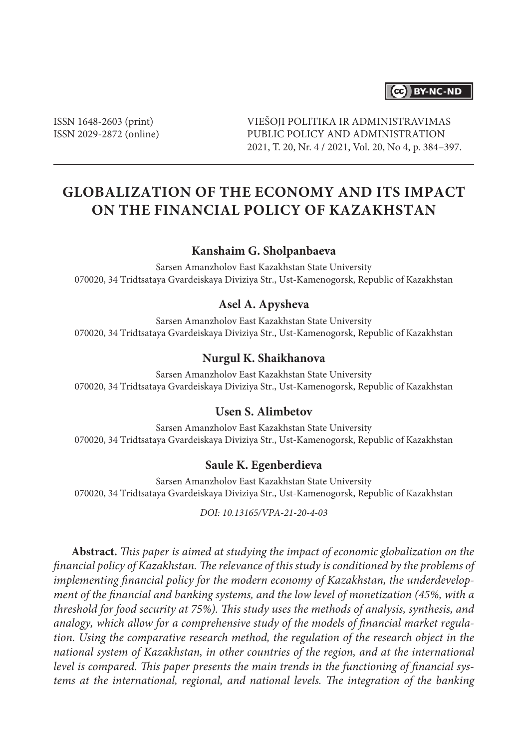ISSN 1648-2603 (print)
ISSN 2029-2872 (online)

VIEŠOJI POLITIKA IR ADMINISTRAVIMAS
PUBLIC POLICY AND ADMINISTRATION
2021, T. 20, Nr. 4 / 2021, Vol. 20, No 4, p. 384–397.

# GLOBALIZATION OF THE ECONOMY AND ITS IMPACT ON THE FINANCIAL POLICY OF KAZAKHSTAN

**Kanshaim G. Sholpanbaeva**

Sarsen Amanzholov East Kazakhstan State University
070020, 34 Tridtsataya Gvardeiskaya Diviziya Str., Ust-Kamenogorsk, Republic of Kazakhstan

**Asel A. Apysheva**

Sarsen Amanzholov East Kazakhstan State University
070020, 34 Tridtsataya Gvardeiskaya Diviziya Str., Ust-Kamenogorsk, Republic of Kazakhstan

**Nurgul K. Shaikhanova**

Sarsen Amanzholov East Kazakhstan State University
070020, 34 Tridtsataya Gvardeiskaya Diviziya Str., Ust-Kamenogorsk, Republic of Kazakhstan

**Usen S. Alimbetov**

Sarsen Amanzholov East Kazakhstan State University
070020, 34 Tridtsataya Gvardeiskaya Diviziya Str., Ust-Kamenogorsk, Republic of Kazakhstan

**Saule K. Egenberdieva**

Sarsen Amanzholov East Kazakhstan State University
070020, 34 Tridtsataya Gvardeiskaya Diviziya Str., Ust-Kamenogorsk, Republic of Kazakhstan

*DOI: 10.13165/VPA-21-20-4-03*

**Abstract.** *This paper is aimed at studying the impact of economic globalization on the financial policy of Kazakhstan. The relevance of this study is conditioned by the problems of implementing financial policy for the modern economy of Kazakhstan, the underdevelopment of the financial and banking systems, and the low level of monetization (45%, with a threshold for food security at 75%). This study uses the methods of analysis, synthesis, and analogy, which allow for a comprehensive study of the models of financial market regulation. Using the comparative research method, the regulation of the research object in the national system of Kazakhstan, in other countries of the region, and at the international level is compared. This paper presents the main trends in the functioning of financial systems at the international, regional, and national levels. The integration of the banking*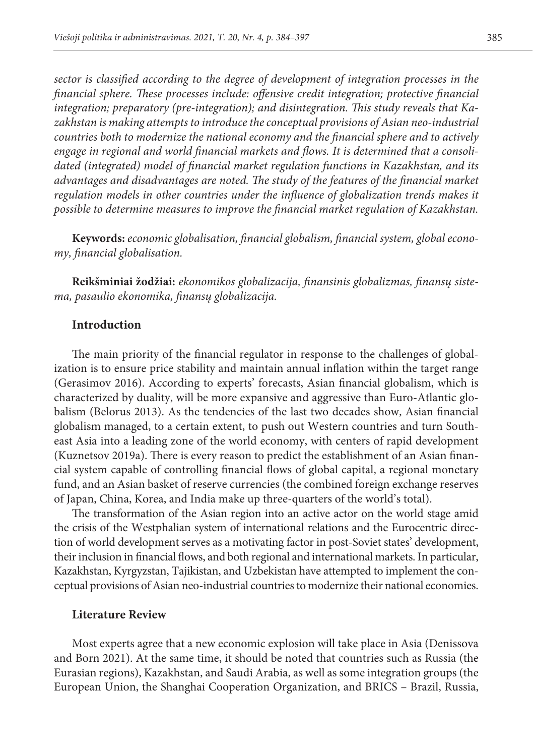*sector is classified according to the degree of development of integration processes in the financial sphere. These processes include: offensive credit integration; protective financial integration; preparatory (pre-integration); and disintegration. This study reveals that Kazakhstan is making attempts to introduce the conceptual provisions of Asian neo-industrial countries both to modernize the national economy and the financial sphere and to actively engage in regional and world financial markets and flows. It is determined that a consolidated (integrated) model of financial market regulation functions in Kazakhstan, and its advantages and disadvantages are noted. The study of the features of the financial market regulation models in other countries under the influence of globalization trends makes it possible to determine measures to improve the financial market regulation of Kazakhstan.*

**Keywords:** *economic globalisation, financial globalism, financial system, global economy, financial globalisation.*

**Reikšminiai žodžiai:** *ekonomikos globalizacija, finansinis globalizmas, finansų sistema, pasaulio ekonomika, finansų globalizacija.*

## Introduction

The main priority of the financial regulator in response to the challenges of globalization is to ensure price stability and maintain annual inflation within the target range (Gerasimov 2016). According to experts' forecasts, Asian financial globalism, which is characterized by duality, will be more expansive and aggressive than Euro-Atlantic globalism (Belorus 2013). As the tendencies of the last two decades show, Asian financial globalism managed, to a certain extent, to push out Western countries and turn Southeast Asia into a leading zone of the world economy, with centers of rapid development (Kuznetsov 2019a). There is every reason to predict the establishment of an Asian financial system capable of controlling financial flows of global capital, a regional monetary fund, and an Asian basket of reserve currencies (the combined foreign exchange reserves of Japan, China, Korea, and India make up three-quarters of the world's total).

The transformation of the Asian region into an active actor on the world stage amid the crisis of the Westphalian system of international relations and the Eurocentric direction of world development serves as a motivating factor in post-Soviet states' development, their inclusion in financial flows, and both regional and international markets. In particular, Kazakhstan, Kyrgyzstan, Tajikistan, and Uzbekistan have attempted to implement the conceptual provisions of Asian neo-industrial countries to modernize their national economies.

## Literature Review

Most experts agree that a new economic explosion will take place in Asia (Denissova and Born 2021). At the same time, it should be noted that countries such as Russia (the Eurasian regions), Kazakhstan, and Saudi Arabia, as well as some integration groups (the European Union, the Shanghai Cooperation Organization, and BRICS – Brazil, Russia,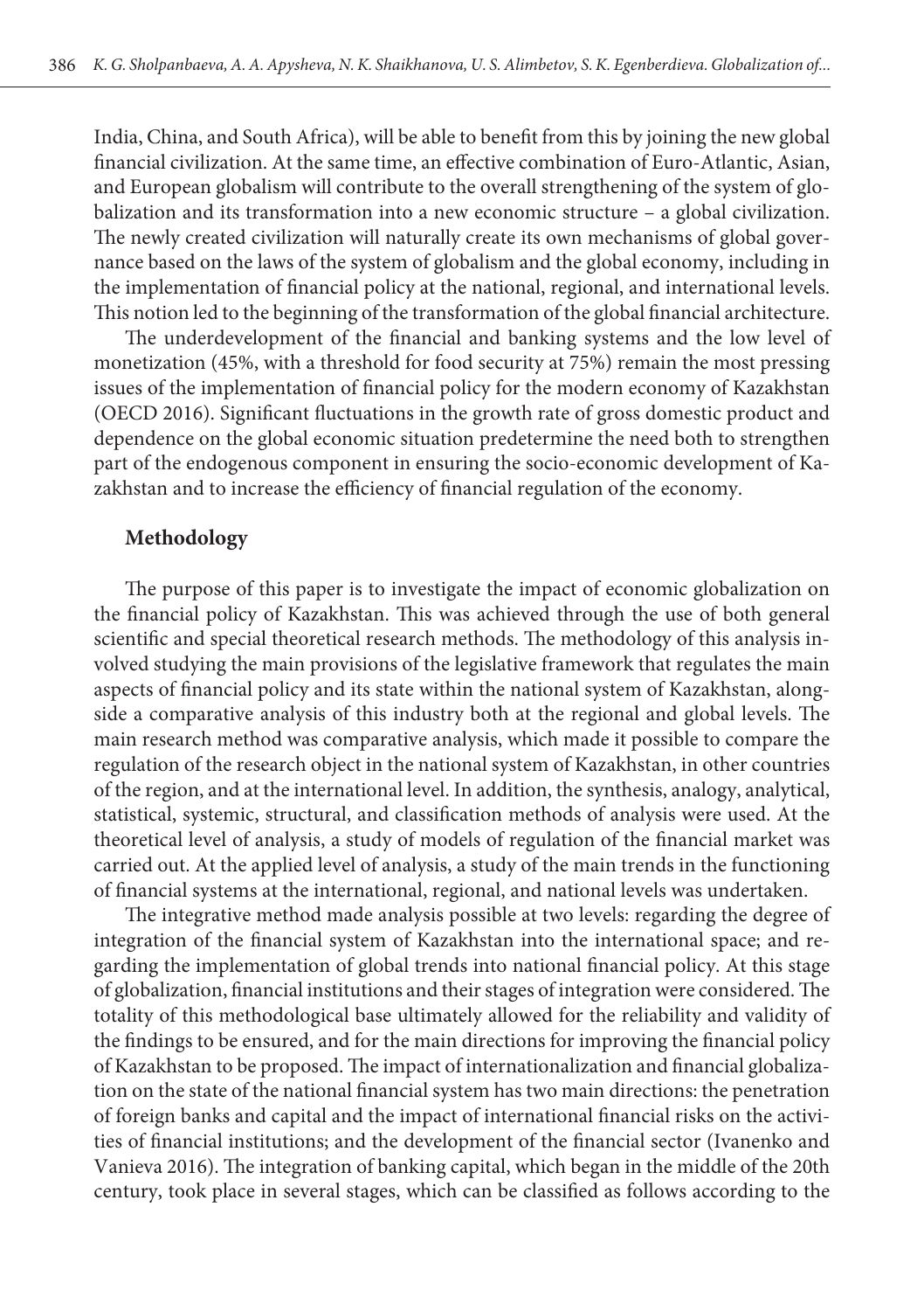India, China, and South Africa), will be able to benefit from this by joining the new global financial civilization. At the same time, an effective combination of Euro-Atlantic, Asian, and European globalism will contribute to the overall strengthening of the system of globalization and its transformation into a new economic structure – a global civilization. The newly created civilization will naturally create its own mechanisms of global governance based on the laws of the system of globalism and the global economy, including in the implementation of financial policy at the national, regional, and international levels. This notion led to the beginning of the transformation of the global financial architecture.

The underdevelopment of the financial and banking systems and the low level of monetization (45%, with a threshold for food security at 75%) remain the most pressing issues of the implementation of financial policy for the modern economy of Kazakhstan (OECD 2016). Significant fluctuations in the growth rate of gross domestic product and dependence on the global economic situation predetermine the need both to strengthen part of the endogenous component in ensuring the socio-economic development of Kazakhstan and to increase the efficiency of financial regulation of the economy.

## Methodology

The purpose of this paper is to investigate the impact of economic globalization on the financial policy of Kazakhstan. This was achieved through the use of both general scientific and special theoretical research methods. The methodology of this analysis involved studying the main provisions of the legislative framework that regulates the main aspects of financial policy and its state within the national system of Kazakhstan, alongside a comparative analysis of this industry both at the regional and global levels. The main research method was comparative analysis, which made it possible to compare the regulation of the research object in the national system of Kazakhstan, in other countries of the region, and at the international level. In addition, the synthesis, analogy, analytical, statistical, systemic, structural, and classification methods of analysis were used. At the theoretical level of analysis, a study of models of regulation of the financial market was carried out. At the applied level of analysis, a study of the main trends in the functioning of financial systems at the international, regional, and national levels was undertaken.

The integrative method made analysis possible at two levels: regarding the degree of integration of the financial system of Kazakhstan into the international space; and regarding the implementation of global trends into national financial policy. At this stage of globalization, financial institutions and their stages of integration were considered. The totality of this methodological base ultimately allowed for the reliability and validity of the findings to be ensured, and for the main directions for improving the financial policy of Kazakhstan to be proposed. The impact of internationalization and financial globalization on the state of the national financial system has two main directions: the penetration of foreign banks and capital and the impact of international financial risks on the activities of financial institutions; and the development of the financial sector (Ivanenko and Vanieva 2016). The integration of banking capital, which began in the middle of the 20th century, took place in several stages, which can be classified as follows according to the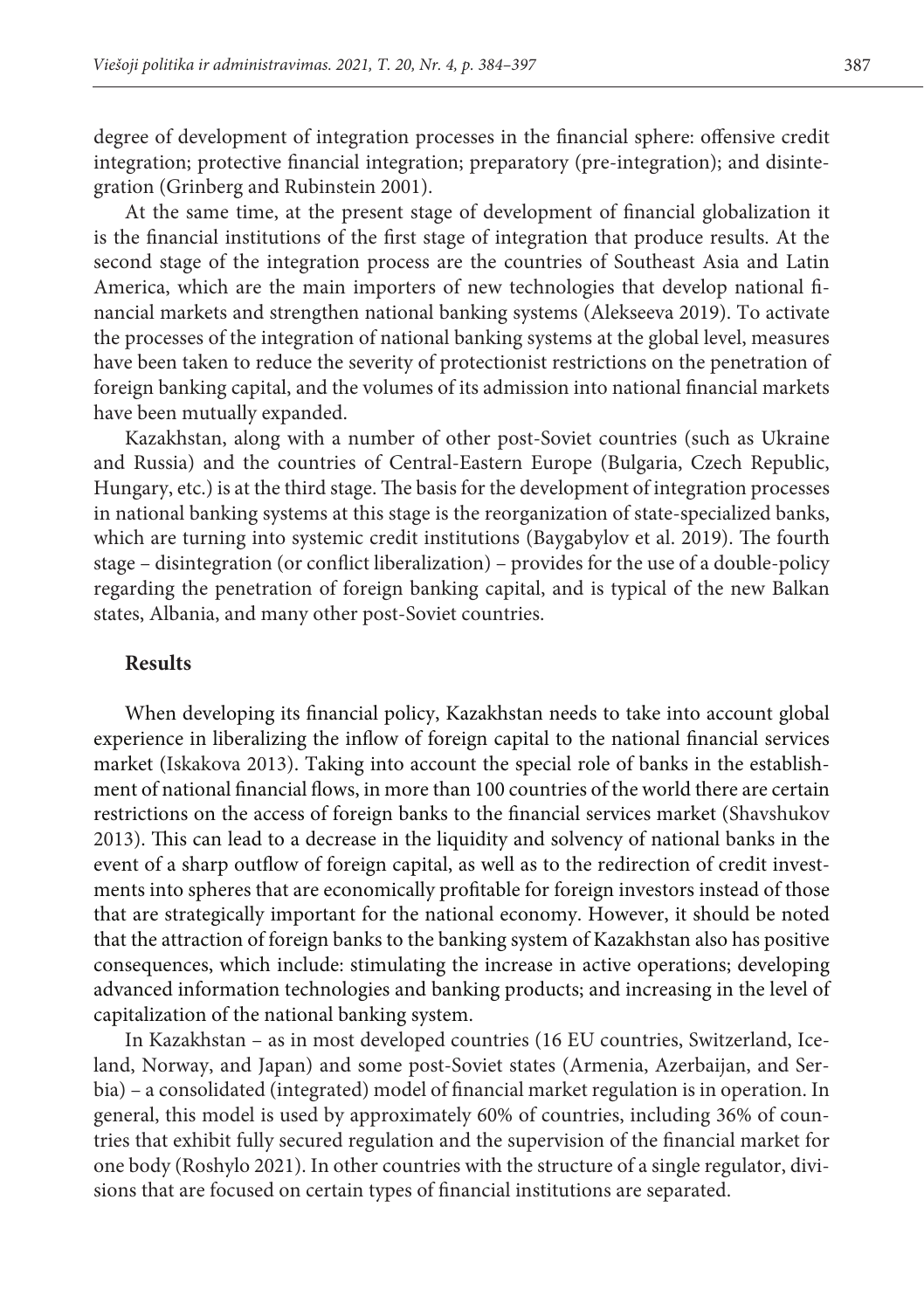degree of development of integration processes in the financial sphere: offensive credit integration; protective financial integration; preparatory (pre-integration); and disintegration (Grinberg and Rubinstein 2001).

At the same time, at the present stage of development of financial globalization it is the financial institutions of the first stage of integration that produce results. At the second stage of the integration process are the countries of Southeast Asia and Latin America, which are the main importers of new technologies that develop national financial markets and strengthen national banking systems (Alekseeva 2019). To activate the processes of the integration of national banking systems at the global level, measures have been taken to reduce the severity of protectionist restrictions on the penetration of foreign banking capital, and the volumes of its admission into national financial markets have been mutually expanded.

Kazakhstan, along with a number of other post-Soviet countries (such as Ukraine and Russia) and the countries of Central-Eastern Europe (Bulgaria, Czech Republic, Hungary, etc.) is at the third stage. The basis for the development of integration processes in national banking systems at this stage is the reorganization of state-specialized banks, which are turning into systemic credit institutions (Baygabylov et al. 2019). The fourth stage – disintegration (or conflict liberalization) – provides for the use of a double-policy regarding the penetration of foreign banking capital, and is typical of the new Balkan states, Albania, and many other post-Soviet countries.

## Results

When developing its financial policy, Kazakhstan needs to take into account global experience in liberalizing the inflow of foreign capital to the national financial services market (Iskakova 2013). Taking into account the special role of banks in the establishment of national financial flows, in more than 100 countries of the world there are certain restrictions on the access of foreign banks to the financial services market (Shavshukov 2013). This can lead to a decrease in the liquidity and solvency of national banks in the event of a sharp outflow of foreign capital, as well as to the redirection of credit investments into spheres that are economically profitable for foreign investors instead of those that are strategically important for the national economy. However, it should be noted that the attraction of foreign banks to the banking system of Kazakhstan also has positive consequences, which include: stimulating the increase in active operations; developing advanced information technologies and banking products; and increasing in the level of capitalization of the national banking system.

In Kazakhstan – as in most developed countries (16 EU countries, Switzerland, Iceland, Norway, and Japan) and some post-Soviet states (Armenia, Azerbaijan, and Serbia) – a consolidated (integrated) model of financial market regulation is in operation. In general, this model is used by approximately 60% of countries, including 36% of countries that exhibit fully secured regulation and the supervision of the financial market for one body (Roshylo 2021). In other countries with the structure of a single regulator, divisions that are focused on certain types of financial institutions are separated.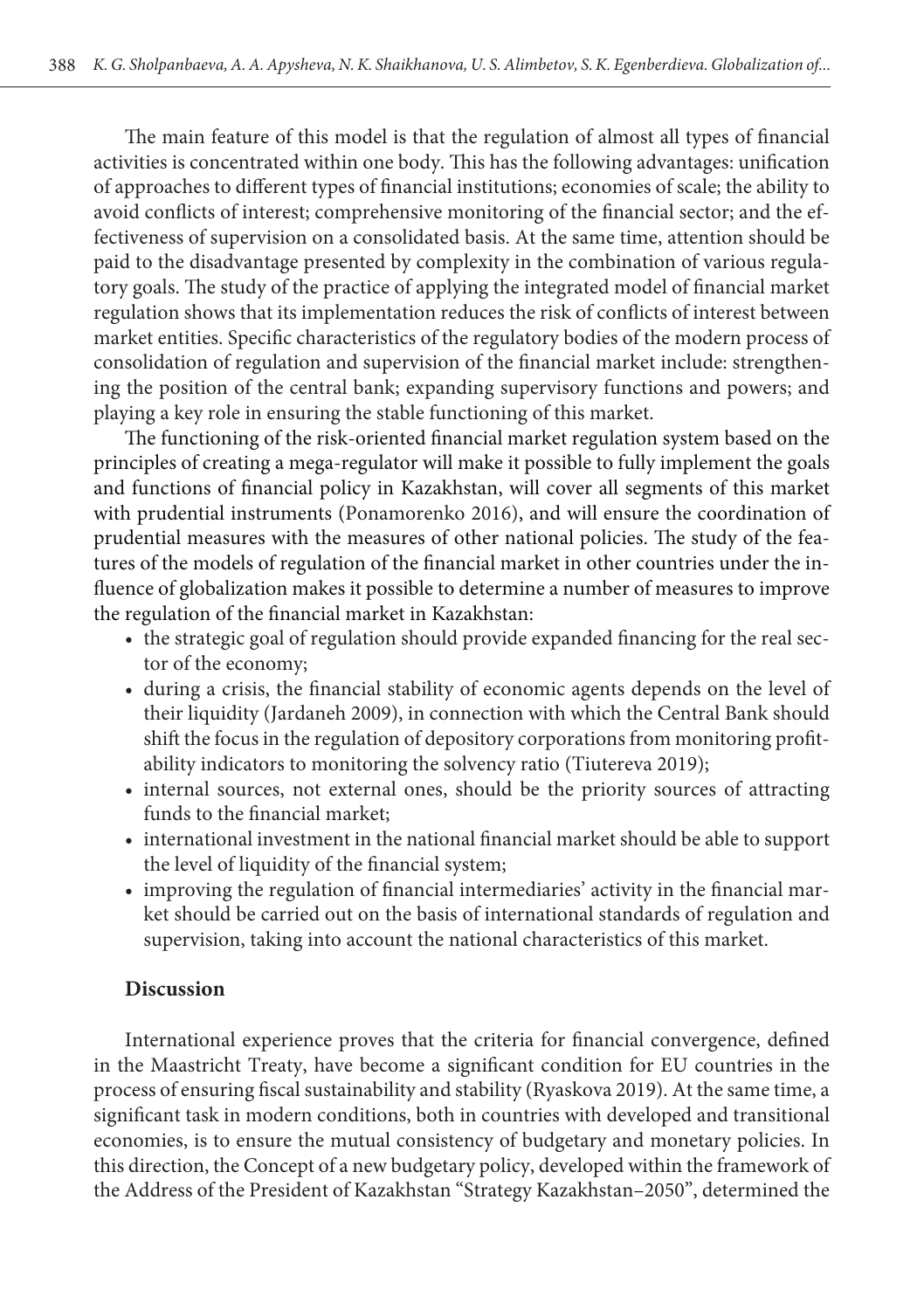The main feature of this model is that the regulation of almost all types of financial activities is concentrated within one body. This has the following advantages: unification of approaches to different types of financial institutions; economies of scale; the ability to avoid conflicts of interest; comprehensive monitoring of the financial sector; and the effectiveness of supervision on a consolidated basis. At the same time, attention should be paid to the disadvantage presented by complexity in the combination of various regulatory goals. The study of the practice of applying the integrated model of financial market regulation shows that its implementation reduces the risk of conflicts of interest between market entities. Specific characteristics of the regulatory bodies of the modern process of consolidation of regulation and supervision of the financial market include: strengthening the position of the central bank; expanding supervisory functions and powers; and playing a key role in ensuring the stable functioning of this market.

The functioning of the risk-oriented financial market regulation system based on the principles of creating a mega-regulator will make it possible to fully implement the goals and functions of financial policy in Kazakhstan, will cover all segments of this market with prudential instruments (Ponamorenko 2016), and will ensure the coordination of prudential measures with the measures of other national policies. The study of the features of the models of regulation of the financial market in other countries under the influence of globalization makes it possible to determine a number of measures to improve the regulation of the financial market in Kazakhstan:

- the strategic goal of regulation should provide expanded financing for the real sector of the economy;
- during a crisis, the financial stability of economic agents depends on the level of their liquidity (Jardaneh 2009), in connection with which the Central Bank should shift the focus in the regulation of depository corporations from monitoring profitability indicators to monitoring the solvency ratio (Tiutereva 2019);
- internal sources, not external ones, should be the priority sources of attracting funds to the financial market;
- international investment in the national financial market should be able to support the level of liquidity of the financial system;
- improving the regulation of financial intermediaries' activity in the financial market should be carried out on the basis of international standards of regulation and supervision, taking into account the national characteristics of this market.

## Discussion

International experience proves that the criteria for financial convergence, defined in the Maastricht Treaty, have become a significant condition for EU countries in the process of ensuring fiscal sustainability and stability (Ryaskova 2019). At the same time, a significant task in modern conditions, both in countries with developed and transitional economies, is to ensure the mutual consistency of budgetary and monetary policies. In this direction, the Concept of a new budgetary policy, developed within the framework of the Address of the President of Kazakhstan "Strategy Kazakhstan–2050", determined the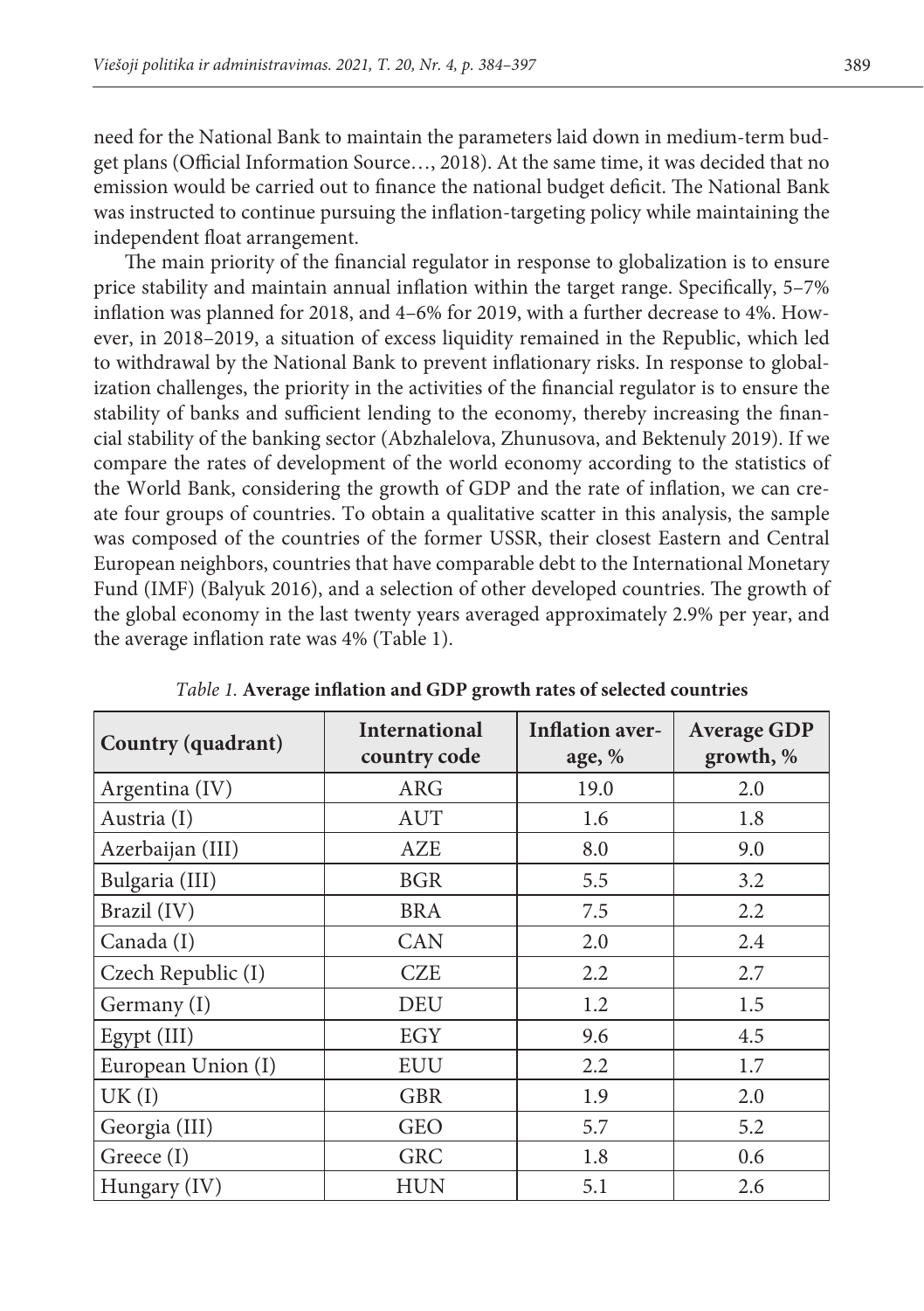need for the National Bank to maintain the parameters laid down in medium-term budget plans (Official Information Source…, 2018). At the same time, it was decided that no emission would be carried out to finance the national budget deficit. The National Bank was instructed to continue pursuing the inflation-targeting policy while maintaining the independent float arrangement.

The main priority of the financial regulator in response to globalization is to ensure price stability and maintain annual inflation within the target range. Specifically, 5–7% inflation was planned for 2018, and 4–6% for 2019, with a further decrease to 4%. However, in 2018–2019, a situation of excess liquidity remained in the Republic, which led to withdrawal by the National Bank to prevent inflationary risks. In response to globalization challenges, the priority in the activities of the financial regulator is to ensure the stability of banks and sufficient lending to the economy, thereby increasing the financial stability of the banking sector (Abzhalelova, Zhunusova, and Bektenuly 2019). If we compare the rates of development of the world economy according to the statistics of the World Bank, considering the growth of GDP and the rate of inflation, we can create four groups of countries. To obtain a qualitative scatter in this analysis, the sample was composed of the countries of the former USSR, their closest Eastern and Central European neighbors, countries that have comparable debt to the International Monetary Fund (IMF) (Balyuk 2016), and a selection of other developed countries. The growth of the global economy in the last twenty years averaged approximately 2.9% per year, and the average inflation rate was 4% (Table 1).

*Table 1.* **Average inflation and GDP growth rates of selected countries**

| Country (quadrant) | International country code | Inflation average, % | Average GDP growth, % |
|---|---|---|---|
| Argentina (IV) | ARG | 19.0 | 2.0 |
| Austria (I) | AUT | 1.6 | 1.8 |
| Azerbaijan (III) | AZE | 8.0 | 9.0 |
| Bulgaria (III) | BGR | 5.5 | 3.2 |
| Brazil (IV) | BRA | 7.5 | 2.2 |
| Canada (I) | CAN | 2.0 | 2.4 |
| Czech Republic (I) | CZE | 2.2 | 2.7 |
| Germany (I) | DEU | 1.2 | 1.5 |
| Egypt (III) | EGY | 9.6 | 4.5 |
| European Union (I) | EUU | 2.2 | 1.7 |
| UK (I) | GBR | 1.9 | 2.0 |
| Georgia (III) | GEO | 5.7 | 5.2 |
| Greece (I) | GRC | 1.8 | 0.6 |
| Hungary (IV) | HUN | 5.1 | 2.6 |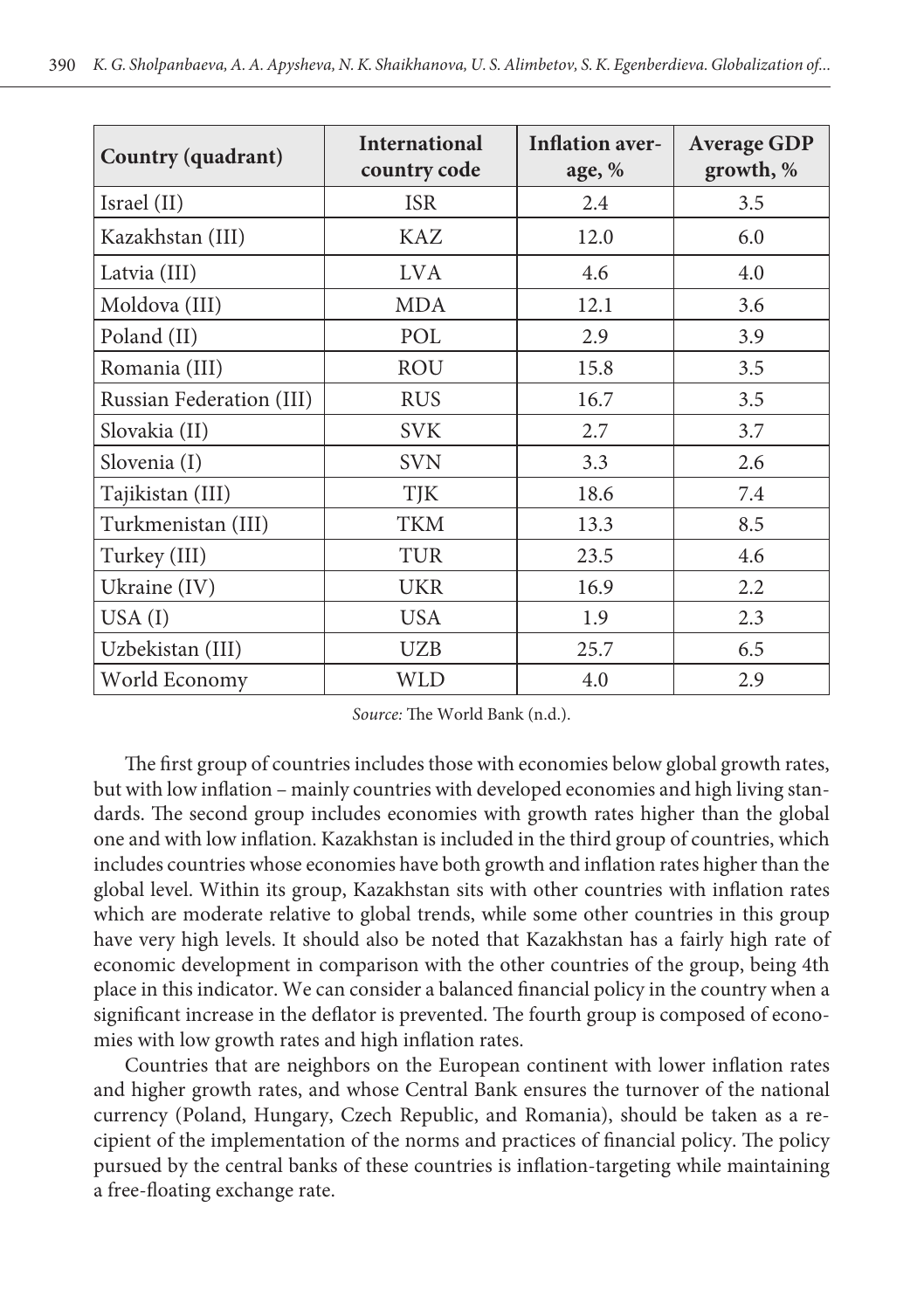| Country (quadrant) | International country code | Inflation average, % | Average GDP growth, % |
|---|---|---|---|
| Israel (II) | ISR | 2.4 | 3.5 |
| Kazakhstan (III) | KAZ | 12.0 | 6.0 |
| Latvia (III) | LVA | 4.6 | 4.0 |
| Moldova (III) | MDA | 12.1 | 3.6 |
| Poland (II) | POL | 2.9 | 3.9 |
| Romania (III) | ROU | 15.8 | 3.5 |
| Russian Federation (III) | RUS | 16.7 | 3.5 |
| Slovakia (II) | SVK | 2.7 | 3.7 |
| Slovenia (I) | SVN | 3.3 | 2.6 |
| Tajikistan (III) | TJK | 18.6 | 7.4 |
| Turkmenistan (III) | TKM | 13.3 | 8.5 |
| Turkey (III) | TUR | 23.5 | 4.6 |
| Ukraine (IV) | UKR | 16.9 | 2.2 |
| USA (I) | USA | 1.9 | 2.3 |
| Uzbekistan (III) | UZB | 25.7 | 6.5 |
| World Economy | WLD | 4.0 | 2.9 |

*Source:* The World Bank (n.d.).

The first group of countries includes those with economies below global growth rates, but with low inflation – mainly countries with developed economies and high living standards. The second group includes economies with growth rates higher than the global one and with low inflation. Kazakhstan is included in the third group of countries, which includes countries whose economies have both growth and inflation rates higher than the global level. Within its group, Kazakhstan sits with other countries with inflation rates which are moderate relative to global trends, while some other countries in this group have very high levels. It should also be noted that Kazakhstan has a fairly high rate of economic development in comparison with the other countries of the group, being 4th place in this indicator. We can consider a balanced financial policy in the country when a significant increase in the deflator is prevented. The fourth group is composed of economies with low growth rates and high inflation rates.

Countries that are neighbors on the European continent with lower inflation rates and higher growth rates, and whose Central Bank ensures the turnover of the national currency (Poland, Hungary, Czech Republic, and Romania), should be taken as a recipient of the implementation of the norms and practices of financial policy. The policy pursued by the central banks of these countries is inflation-targeting while maintaining a free-floating exchange rate.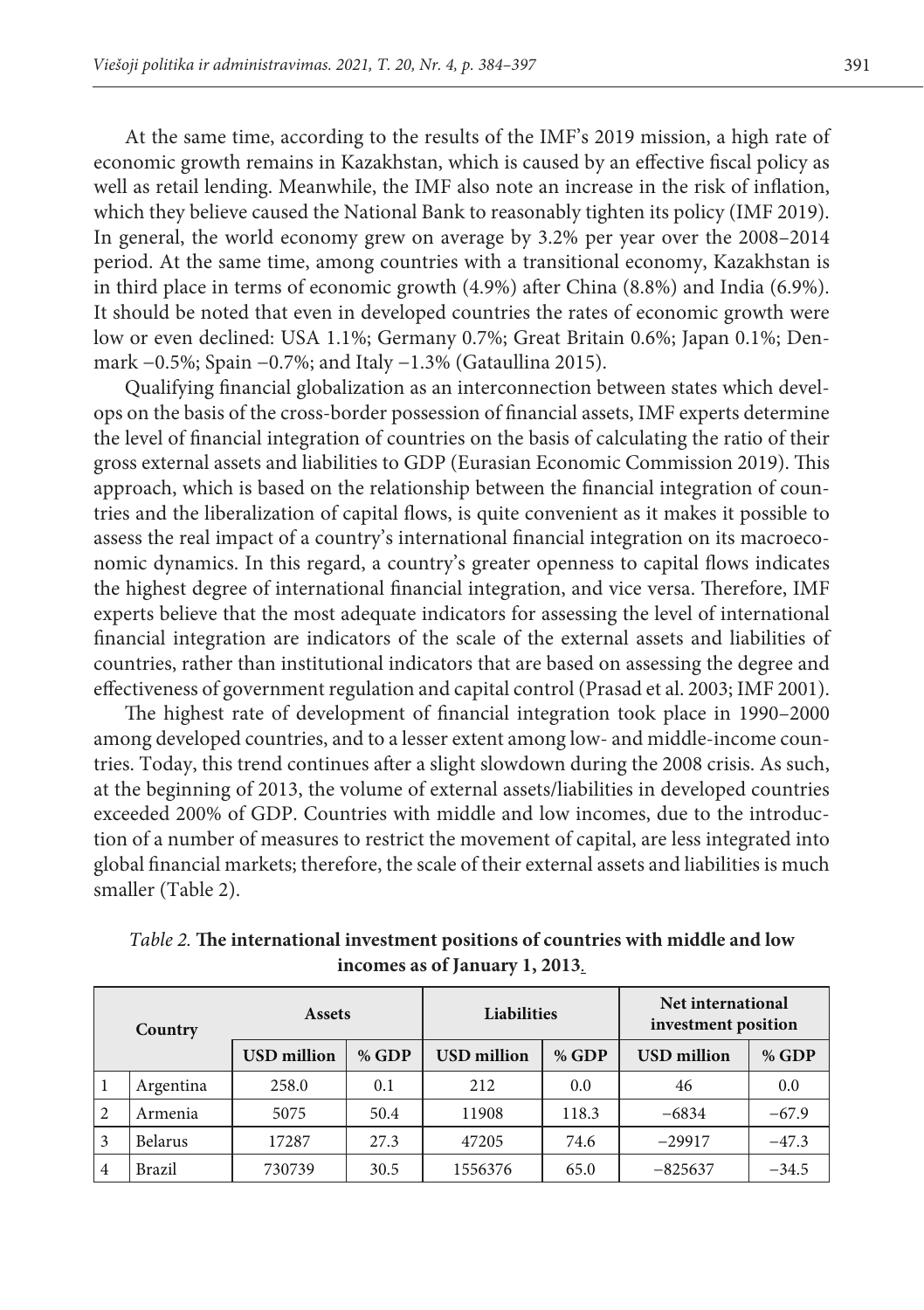At the same time, according to the results of the IMF's 2019 mission, a high rate of economic growth remains in Kazakhstan, which is caused by an effective fiscal policy as well as retail lending. Meanwhile, the IMF also note an increase in the risk of inflation, which they believe caused the National Bank to reasonably tighten its policy (IMF 2019). In general, the world economy grew on average by 3.2% per year over the 2008–2014 period. At the same time, among countries with a transitional economy, Kazakhstan is in third place in terms of economic growth (4.9%) after China (8.8%) and India (6.9%). It should be noted that even in developed countries the rates of economic growth were low or even declined: USA 1.1%; Germany 0.7%; Great Britain 0.6%; Japan 0.1%; Denmark −0.5%; Spain −0.7%; and Italy −1.3% (Gataullina 2015).

Qualifying financial globalization as an interconnection between states which develops on the basis of the cross-border possession of financial assets, IMF experts determine the level of financial integration of countries on the basis of calculating the ratio of their gross external assets and liabilities to GDP (Eurasian Economic Commission 2019). This approach, which is based on the relationship between the financial integration of countries and the liberalization of capital flows, is quite convenient as it makes it possible to assess the real impact of a country's international financial integration on its macroeconomic dynamics. In this regard, a country's greater openness to capital flows indicates the highest degree of international financial integration, and vice versa. Therefore, IMF experts believe that the most adequate indicators for assessing the level of international financial integration are indicators of the scale of the external assets and liabilities of countries, rather than institutional indicators that are based on assessing the degree and effectiveness of government regulation and capital control (Prasad et al. 2003; IMF 2001).

The highest rate of development of financial integration took place in 1990–2000 among developed countries, and to a lesser extent among low- and middle-income countries. Today, this trend continues after a slight slowdown during the 2008 crisis. As such, at the beginning of 2013, the volume of external assets/liabilities in developed countries exceeded 200% of GDP. Countries with middle and low incomes, due to the introduction of a number of measures to restrict the movement of capital, are less integrated into global financial markets; therefore, the scale of their external assets and liabilities is much smaller (Table 2).

*Table 2.* **The international investment positions of countries with middle and low incomes as of January 1, 2013.**

| Country | | Assets | | Liabilities | | Net international investment position | |
|---|---|---|---|---|---|---|---|
| | | USD million | % GDP | USD million | % GDP | USD million | % GDP |
| 1 | Argentina | 258.0 | 0.1 | 212 | 0.0 | 46 | 0.0 |
| 2 | Armenia | 5075 | 50.4 | 11908 | 118.3 | −6834 | −67.9 |
| 3 | Belarus | 17287 | 27.3 | 47205 | 74.6 | −29917 | −47.3 |
| 4 | Brazil | 730739 | 30.5 | 1556376 | 65.0 | −825637 | −34.5 |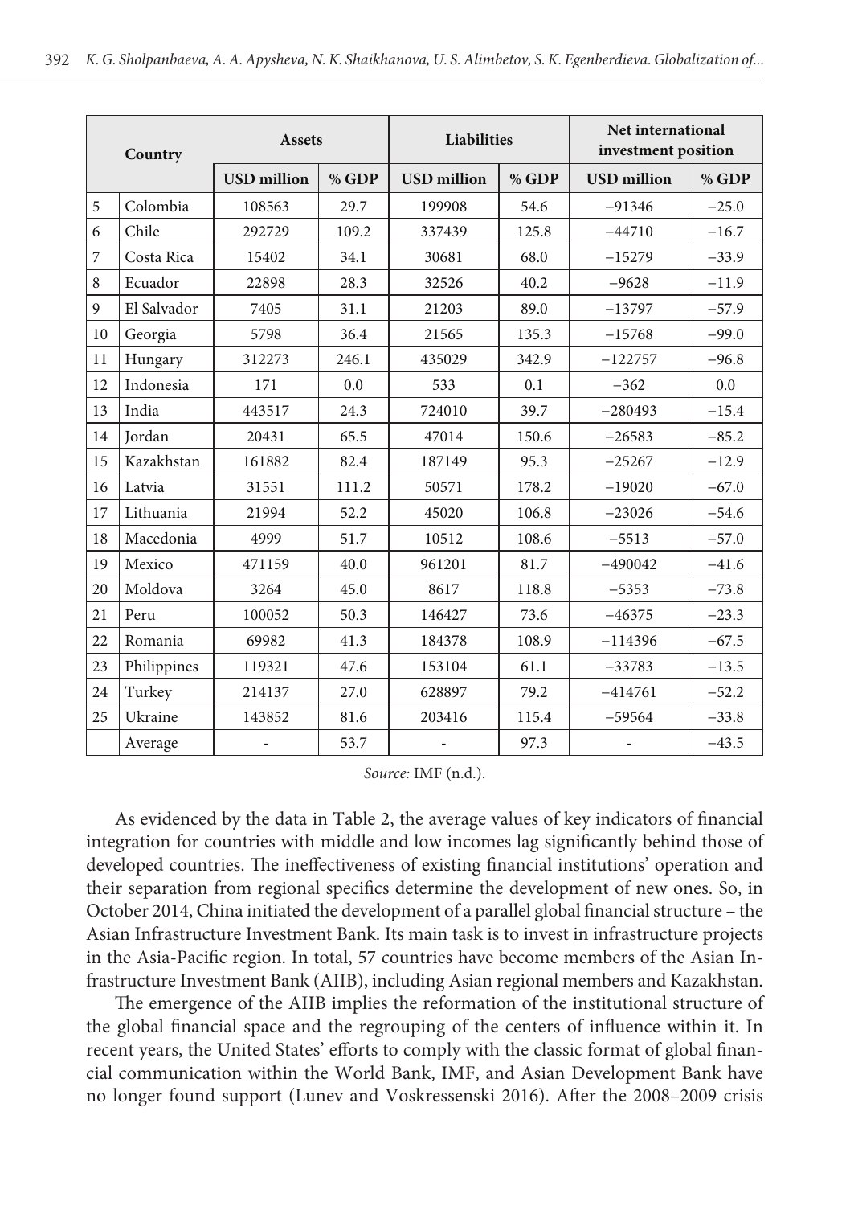| Country | | Assets | | Liabilities | | Net international investment position | |
|---|---|---|---|---|---|---|---|
| | | USD million | % GDP | USD million | % GDP | USD million | % GDP |
| 5 | Colombia | 108563 | 29.7 | 199908 | 54.6 | −91346 | −25.0 |
| 6 | Chile | 292729 | 109.2 | 337439 | 125.8 | −44710 | −16.7 |
| 7 | Costa Rica | 15402 | 34.1 | 30681 | 68.0 | −15279 | −33.9 |
| 8 | Ecuador | 22898 | 28.3 | 32526 | 40.2 | −9628 | −11.9 |
| 9 | El Salvador | 7405 | 31.1 | 21203 | 89.0 | −13797 | −57.9 |
| 10 | Georgia | 5798 | 36.4 | 21565 | 135.3 | −15768 | −99.0 |
| 11 | Hungary | 312273 | 246.1 | 435029 | 342.9 | −122757 | −96.8 |
| 12 | Indonesia | 171 | 0.0 | 533 | 0.1 | −362 | 0.0 |
| 13 | India | 443517 | 24.3 | 724010 | 39.7 | −280493 | −15.4 |
| 14 | Jordan | 20431 | 65.5 | 47014 | 150.6 | −26583 | −85.2 |
| 15 | Kazakhstan | 161882 | 82.4 | 187149 | 95.3 | −25267 | −12.9 |
| 16 | Latvia | 31551 | 111.2 | 50571 | 178.2 | −19020 | −67.0 |
| 17 | Lithuania | 21994 | 52.2 | 45020 | 106.8 | −23026 | −54.6 |
| 18 | Macedonia | 4999 | 51.7 | 10512 | 108.6 | −5513 | −57.0 |
| 19 | Mexico | 471159 | 40.0 | 961201 | 81.7 | −490042 | −41.6 |
| 20 | Moldova | 3264 | 45.0 | 8617 | 118.8 | −5353 | −73.8 |
| 21 | Peru | 100052 | 50.3 | 146427 | 73.6 | −46375 | −23.3 |
| 22 | Romania | 69982 | 41.3 | 184378 | 108.9 | −114396 | −67.5 |
| 23 | Philippines | 119321 | 47.6 | 153104 | 61.1 | −33783 | −13.5 |
| 24 | Turkey | 214137 | 27.0 | 628897 | 79.2 | −414761 | −52.2 |
| 25 | Ukraine | 143852 | 81.6 | 203416 | 115.4 | −59564 | −33.8 |
| | Average | - | 53.7 | - | 97.3 | - | −43.5 |

*Source:* IMF (n.d.).

As evidenced by the data in Table 2, the average values of key indicators of financial integration for countries with middle and low incomes lag significantly behind those of developed countries. The ineffectiveness of existing financial institutions' operation and their separation from regional specifics determine the development of new ones. So, in October 2014, China initiated the development of a parallel global financial structure – the Asian Infrastructure Investment Bank. Its main task is to invest in infrastructure projects in the Asia-Pacific region. In total, 57 countries have become members of the Asian Infrastructure Investment Bank (AIIB), including Asian regional members and Kazakhstan.

The emergence of the AIIB implies the reformation of the institutional structure of the global financial space and the regrouping of the centers of influence within it. In recent years, the United States' efforts to comply with the classic format of global financial communication within the World Bank, IMF, and Asian Development Bank have no longer found support (Lunev and Voskressenski 2016). After the 2008–2009 crisis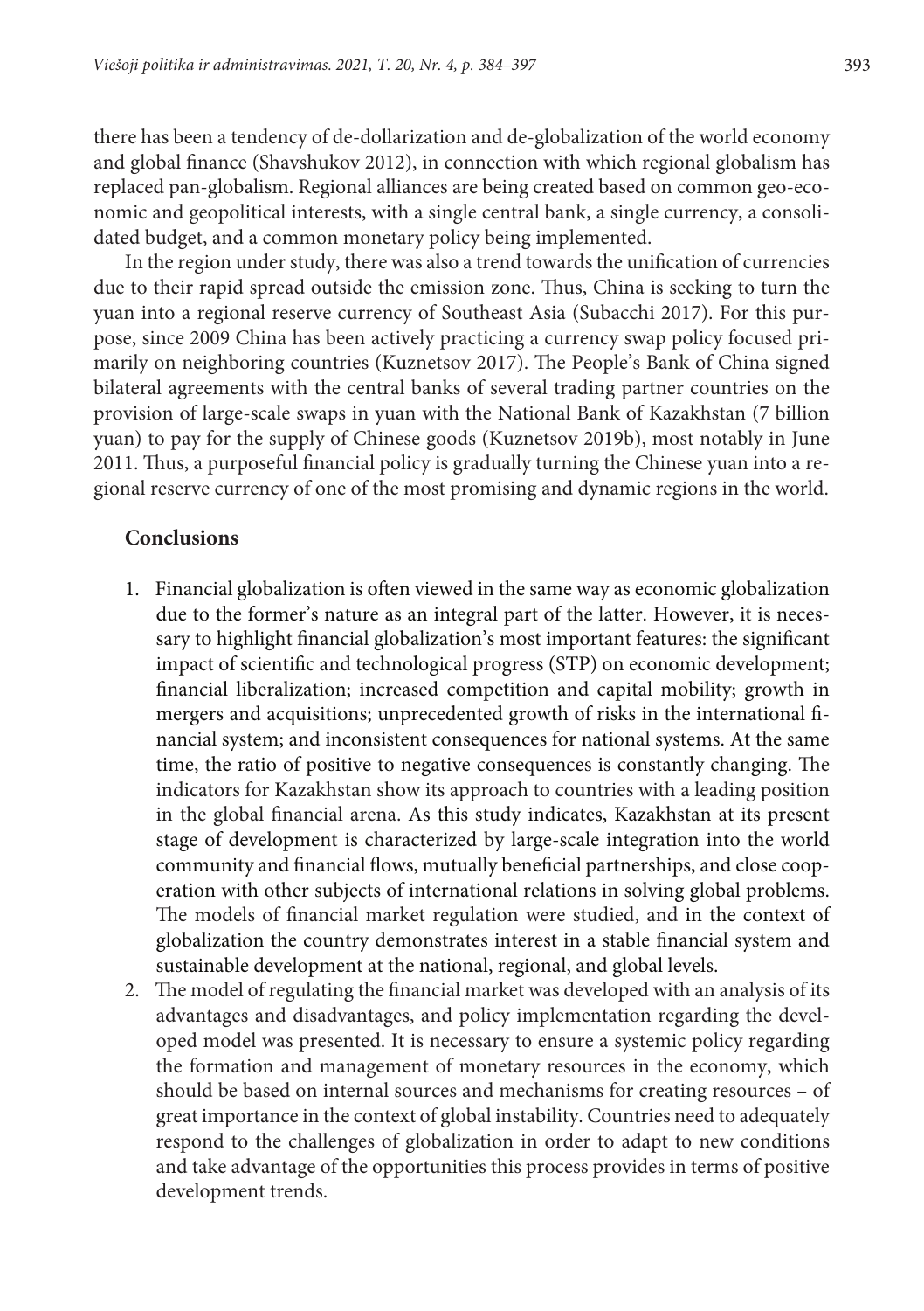there has been a tendency of de-dollarization and de-globalization of the world economy and global finance (Shavshukov 2012), in connection with which regional globalism has replaced pan-globalism. Regional alliances are being created based on common geo-economic and geopolitical interests, with a single central bank, a single currency, a consolidated budget, and a common monetary policy being implemented.

In the region under study, there was also a trend towards the unification of currencies due to their rapid spread outside the emission zone. Thus, China is seeking to turn the yuan into a regional reserve currency of Southeast Asia (Subacchi 2017). For this purpose, since 2009 China has been actively practicing a currency swap policy focused primarily on neighboring countries (Kuznetsov 2017). The People's Bank of China signed bilateral agreements with the central banks of several trading partner countries on the provision of large-scale swaps in yuan with the National Bank of Kazakhstan (7 billion yuan) to pay for the supply of Chinese goods (Kuznetsov 2019b), most notably in June 2011. Thus, a purposeful financial policy is gradually turning the Chinese yuan into a regional reserve currency of one of the most promising and dynamic regions in the world.

## Conclusions

1. Financial globalization is often viewed in the same way as economic globalization due to the former's nature as an integral part of the latter. However, it is necessary to highlight financial globalization's most important features: the significant impact of scientific and technological progress (STP) on economic development; financial liberalization; increased competition and capital mobility; growth in mergers and acquisitions; unprecedented growth of risks in the international financial system; and inconsistent consequences for national systems. At the same time, the ratio of positive to negative consequences is constantly changing. The indicators for Kazakhstan show its approach to countries with a leading position in the global financial arena. As this study indicates, Kazakhstan at its present stage of development is characterized by large-scale integration into the world community and financial flows, mutually beneficial partnerships, and close cooperation with other subjects of international relations in solving global problems. The models of financial market regulation were studied, and in the context of globalization the country demonstrates interest in a stable financial system and sustainable development at the national, regional, and global levels.
2. The model of regulating the financial market was developed with an analysis of its advantages and disadvantages, and policy implementation regarding the developed model was presented. It is necessary to ensure a systemic policy regarding the formation and management of monetary resources in the economy, which should be based on internal sources and mechanisms for creating resources – of great importance in the context of global instability. Countries need to adequately respond to the challenges of globalization in order to adapt to new conditions and take advantage of the opportunities this process provides in terms of positive development trends.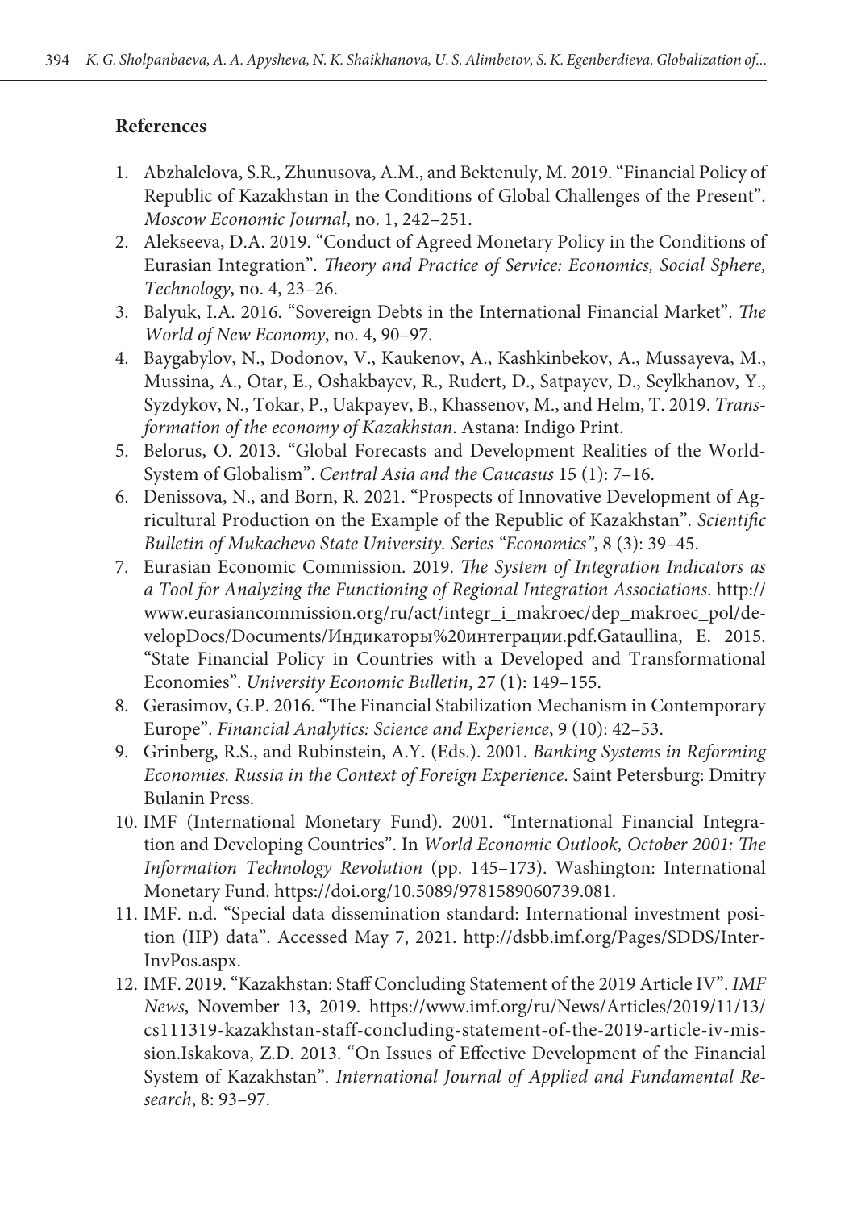## References

1. Abzhalelova, S.R., Zhunusova, A.M., and Bektenuly, M. 2019. "Financial Policy of Republic of Kazakhstan in the Conditions of Global Challenges of the Present". *Moscow Economic Journal*, no. 1, 242–251.
2. Alekseeva, D.A. 2019. "Conduct of Agreed Monetary Policy in the Conditions of Eurasian Integration". *Theory and Practice of Service: Economics, Social Sphere, Technology*, no. 4, 23–26.
3. Balyuk, I.A. 2016. "Sovereign Debts in the International Financial Market". *The World of New Economy*, no. 4, 90–97.
4. Baygabylov, N., Dodonov, V., Kaukenov, A., Kashkinbekov, A., Mussayeva, M., Mussina, A., Otar, E., Oshakbayev, R., Rudert, D., Satpayev, D., Seylkhanov, Y., Syzdykov, N., Tokar, P., Uakpayev, B., Khassenov, M., and Helm, T. 2019. *Transformation of the economy of Kazakhstan*. Astana: Indigo Print.
5. Belorus, O. 2013. "Global Forecasts and Development Realities of the World-System of Globalism". *Central Asia and the Caucasus* 15 (1): 7–16.
6. Denissova, N., and Born, R. 2021. "Prospects of Innovative Development of Agricultural Production on the Example of the Republic of Kazakhstan". *Scientific Bulletin of Mukachevo State University. Series "Economics"*, 8 (3): 39–45.
7. Eurasian Economic Commission. 2019. *The System of Integration Indicators as a Tool for Analyzing the Functioning of Regional Integration Associations*. http://www.eurasiancommission.org/ru/act/integr_i_makroec/dep_makroec_pol/developDocs/Documents/Индикаторы%20интеграции.pdf.Gataullina, E. 2015. "State Financial Policy in Countries with a Developed and Transformational Economies". *University Economic Bulletin*, 27 (1): 149–155.
8. Gerasimov, G.P. 2016. "The Financial Stabilization Mechanism in Contemporary Europe". *Financial Analytics: Science and Experience*, 9 (10): 42–53.
9. Grinberg, R.S., and Rubinstein, A.Y. (Eds.). 2001. *Banking Systems in Reforming Economies. Russia in the Context of Foreign Experience*. Saint Petersburg: Dmitry Bulanin Press.
10. IMF (International Monetary Fund). 2001. "International Financial Integration and Developing Countries". In *World Economic Outlook, October 2001: The Information Technology Revolution* (pp. 145–173). Washington: International Monetary Fund. https://doi.org/10.5089/9781589060739.081.
11. IMF. n.d. "Special data dissemination standard: International investment position (IIP) data". Accessed May 7, 2021. http://dsbb.imf.org/Pages/SDDS/InterInvPos.aspx.
12. IMF. 2019. "Kazakhstan: Staff Concluding Statement of the 2019 Article IV". *IMF News*, November 13, 2019. https://www.imf.org/ru/News/Articles/2019/11/13/cs111319-kazakhstan-staff-concluding-statement-of-the-2019-article-iv-mission.Iskakova, Z.D. 2013. "On Issues of Effective Development of the Financial System of Kazakhstan". *International Journal of Applied and Fundamental Research*, 8: 93–97.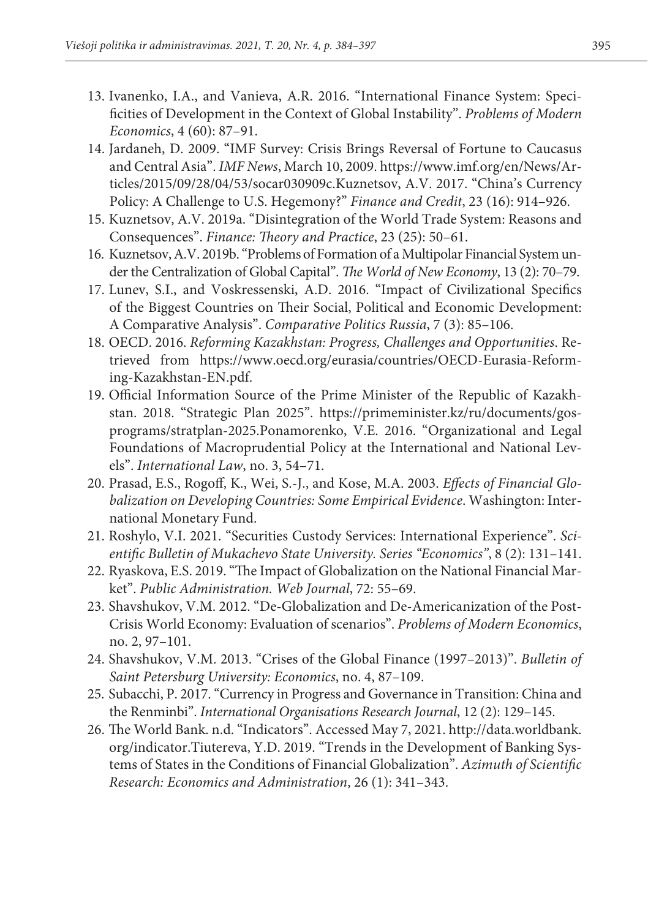13. Ivanenko, I.A., and Vanieva, A.R. 2016. "International Finance System: Specificities of Development in the Context of Global Instability". *Problems of Modern Economics*, 4 (60): 87–91.
14. Jardaneh, D. 2009. "IMF Survey: Crisis Brings Reversal of Fortune to Caucasus and Central Asia". *IMF News*, March 10, 2009. https://www.imf.org/en/News/Articles/2015/09/28/04/53/socar030909c.Kuznetsov, A.V. 2017. "China's Currency Policy: A Challenge to U.S. Hegemony?" *Finance and Credit*, 23 (16): 914–926.
15. Kuznetsov, A.V. 2019a. "Disintegration of the World Trade System: Reasons and Consequences". *Finance: Theory and Practice*, 23 (25): 50–61.
16. Kuznetsov, A.V. 2019b. "Problems of Formation of a Multipolar Financial System under the Centralization of Global Capital". *The World of New Economy*, 13 (2): 70–79.
17. Lunev, S.I., and Voskressenski, A.D. 2016. "Impact of Civilizational Specifics of the Biggest Countries on Their Social, Political and Economic Development: A Comparative Analysis". *Comparative Politics Russia*, 7 (3): 85–106.
18. OECD. 2016. *Reforming Kazakhstan: Progress, Challenges and Opportunities*. Retrieved from https://www.oecd.org/eurasia/countries/OECD-Eurasia-Reforming-Kazakhstan-EN.pdf.
19. Official Information Source of the Prime Minister of the Republic of Kazakhstan. 2018. "Strategic Plan 2025". https://primeminister.kz/ru/documents/gosprograms/stratplan-2025.Ponamorenko, V.E. 2016. "Organizational and Legal Foundations of Macroprudential Policy at the International and National Levels". *International Law*, no. 3, 54–71.
20. Prasad, E.S., Rogoff, K., Wei, S.-J., and Kose, M.A. 2003. *Effects of Financial Globalization on Developing Countries: Some Empirical Evidence*. Washington: International Monetary Fund.
21. Roshylo, V.I. 2021. "Securities Custody Services: International Experience". *Scientific Bulletin of Mukachevo State University. Series "Economics"*, 8 (2): 131–141.
22. Ryaskova, E.S. 2019. "The Impact of Globalization on the National Financial Market". *Public Administration. Web Journal*, 72: 55–69.
23. Shavshukov, V.M. 2012. "De-Globalization and De-Americanization of the Post-Crisis World Economy: Evaluation of scenarios". *Problems of Modern Economics*, no. 2, 97–101.
24. Shavshukov, V.M. 2013. "Crises of the Global Finance (1997–2013)". *Bulletin of Saint Petersburg University: Economics*, no. 4, 87–109.
25. Subacchi, P. 2017. "Currency in Progress and Governance in Transition: China and the Renminbi". *International Organisations Research Journal*, 12 (2): 129–145.
26. The World Bank. n.d. "Indicators". Accessed May 7, 2021. http://data.worldbank.org/indicator.Tiutereva, Y.D. 2019. "Trends in the Development of Banking Systems of States in the Conditions of Financial Globalization". *Azimuth of Scientific Research: Economics and Administration*, 26 (1): 341–343.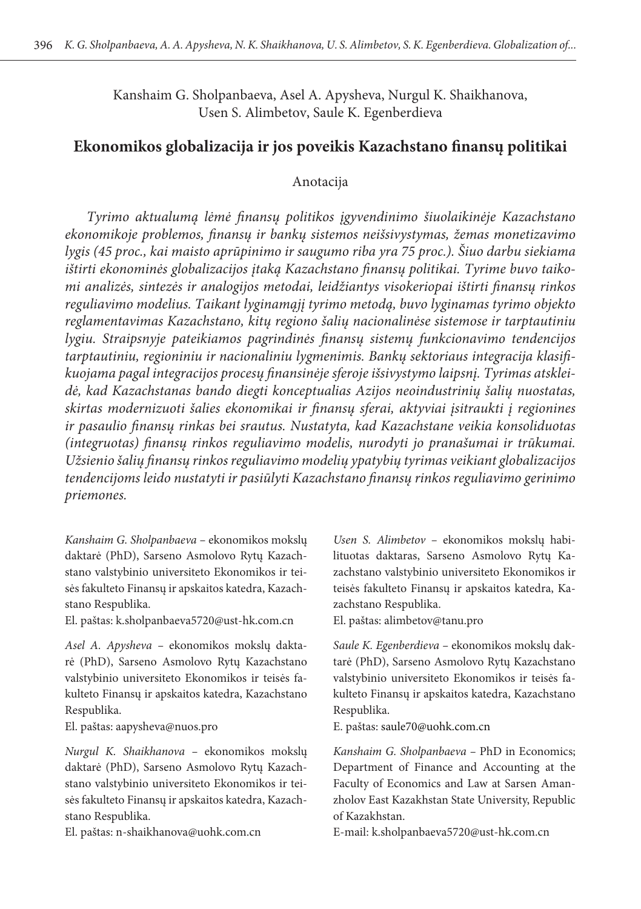Kanshaim G. Sholpanbaeva, Asel A. Apysheva, Nurgul K. Shaikhanova, Usen S. Alimbetov, Saule K. Egenberdieva

## Ekonomikos globalizacija ir jos poveikis Kazachstano finansų politikai

### Anotacija

*Tyrimo aktualumą lėmė finansų politikos įgyvendinimo šiuolaikinėje Kazachstano ekonomikoje problemos, finansų ir bankų sistemos neišsivystymas, žemas monetizavimo lygis (45 proc., kai maisto aprūpinimo ir saugumo riba yra 75 proc.). Šiuo darbu siekiama ištirti ekonominės globalizacijos įtaką Kazachstano finansų politikai. Tyrime buvo taikomi analizės, sintezės ir analogijos metodai, leidžiantys visokeriopai ištirti finansų rinkos reguliavimo modelius. Taikant lyginamąjį tyrimo metodą, buvo lyginamas tyrimo objekto reglamentavimas Kazachstano, kitų regiono šalių nacionalinėse sistemose ir tarptautiniu lygiu. Straipsnyje pateikiamos pagrindinės finansų sistemų funkcionavimo tendencijos tarptautiniu, regioniniu ir nacionaliniu lygmenimis. Bankų sektoriaus integracija klasifikuojama pagal integracijos procesų finansinėje sferoje išsivystymo laipsnį. Tyrimas atskleidė, kad Kazachstanas bando diegti konceptualias Azijos neoindustrinių šalių nuostatas, skirtas modernizuoti šalies ekonomikai ir finansų sferai, aktyviai įsitraukti į regionines ir pasaulio finansų rinkas bei srautus. Nustatyta, kad Kazachstane veikia konsoliduotas (integruotas) finansų rinkos reguliavimo modelis, nurodyti jo pranašumai ir trūkumai. Užsienio šalių finansų rinkos reguliavimo modelių ypatybių tyrimas veikiant globalizacijos tendencijoms leido nustatyti ir pasiūlyti Kazachstano finansų rinkos reguliavimo gerinimo priemones.*

*Kanshaim G. Sholpanbaeva* – ekonomikos mokslų daktarė (PhD), Sarseno Asmolovo Rytų Kazachstano valstybinio universiteto Ekonomikos ir teisės fakulteto Finansų ir apskaitos katedra, Kazachstano Respublika.
El. paštas: k.sholpanbaeva5720@ust-hk.com.cn

*Asel A. Apysheva* – ekonomikos mokslų daktarė (PhD), Sarseno Asmolovo Rytų Kazachstano valstybinio universiteto Ekonomikos ir teisės fakulteto Finansų ir apskaitos katedra, Kazachstano Respublika.
El. paštas: aapysheva@nuos.pro

*Nurgul K. Shaikhanova* – ekonomikos mokslų daktarė (PhD), Sarseno Asmolovo Rytų Kazachstano valstybinio universiteto Ekonomikos ir teisės fakulteto Finansų ir apskaitos katedra, Kazachstano Respublika.
El. paštas: n-shaikhanova@uohk.com.cn

*Usen S. Alimbetov* – ekonomikos mokslų habilituotas daktaras, Sarseno Asmolovo Rytų Kazachstano valstybinio universiteto Ekonomikos ir teisės fakulteto Finansų ir apskaitos katedra, Kazachstano Respublika.
El. paštas: alimbetov@tanu.pro

*Saule K. Egenberdieva* – ekonomikos mokslų daktarė (PhD), Sarseno Asmolovo Rytų Kazachstano valstybinio universiteto Ekonomikos ir teisės fakulteto Finansų ir apskaitos katedra, Kazachstano Respublika.
E. paštas: saule70@uohk.com.cn

*Kanshaim G. Sholpanbaeva* – PhD in Economics; Department of Finance and Accounting at the Faculty of Economics and Law at Sarsen Amanzholov East Kazakhstan State University, Republic of Kazakhstan.
E-mail: k.sholpanbaeva5720@ust-hk.com.cn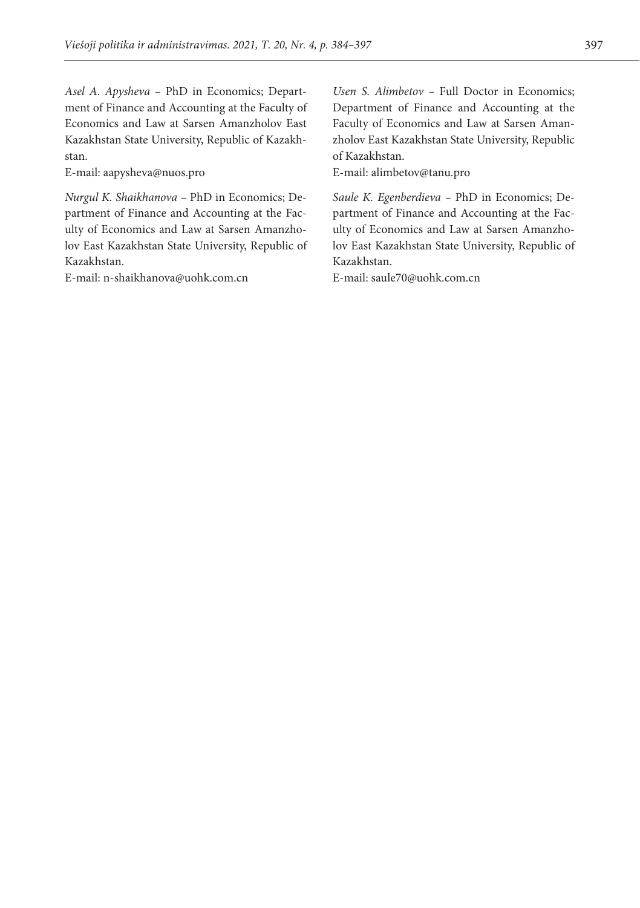*Asel A. Apysheva* – PhD in Economics; Department of Finance and Accounting at the Faculty of Economics and Law at Sarsen Amanzholov East Kazakhstan State University, Republic of Kazakhstan.
E-mail: aapysheva@nuos.pro

*Nurgul K. Shaikhanova* – PhD in Economics; Department of Finance and Accounting at the Faculty of Economics and Law at Sarsen Amanzholov East Kazakhstan State University, Republic of Kazakhstan.
E-mail: n-shaikhanova@uohk.com.cn

*Usen S. Alimbetov* – Full Doctor in Economics; Department of Finance and Accounting at the Faculty of Economics and Law at Sarsen Amanzholov East Kazakhstan State University, Republic of Kazakhstan.
E-mail: alimbetov@tanu.pro

*Saule K. Egenberdieva* – PhD in Economics; Department of Finance and Accounting at the Faculty of Economics and Law at Sarsen Amanzholov East Kazakhstan State University, Republic of Kazakhstan.
E-mail: saule70@uohk.com.cn